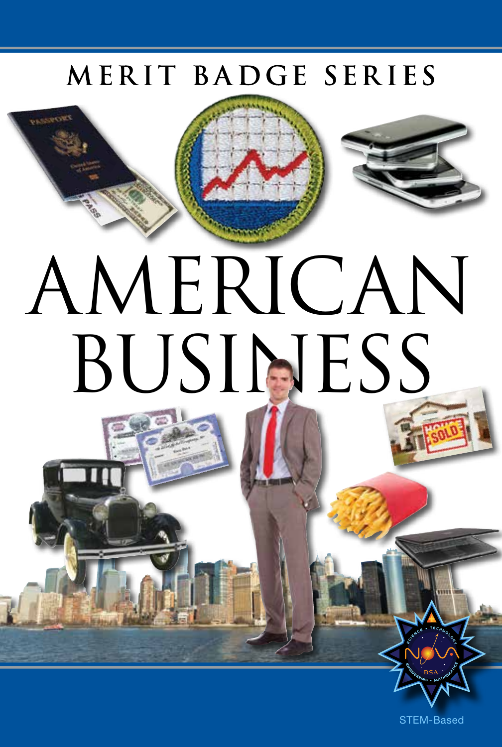MERIT BADGE SERIES

# AMERICAN BUSINESS

STEM-Based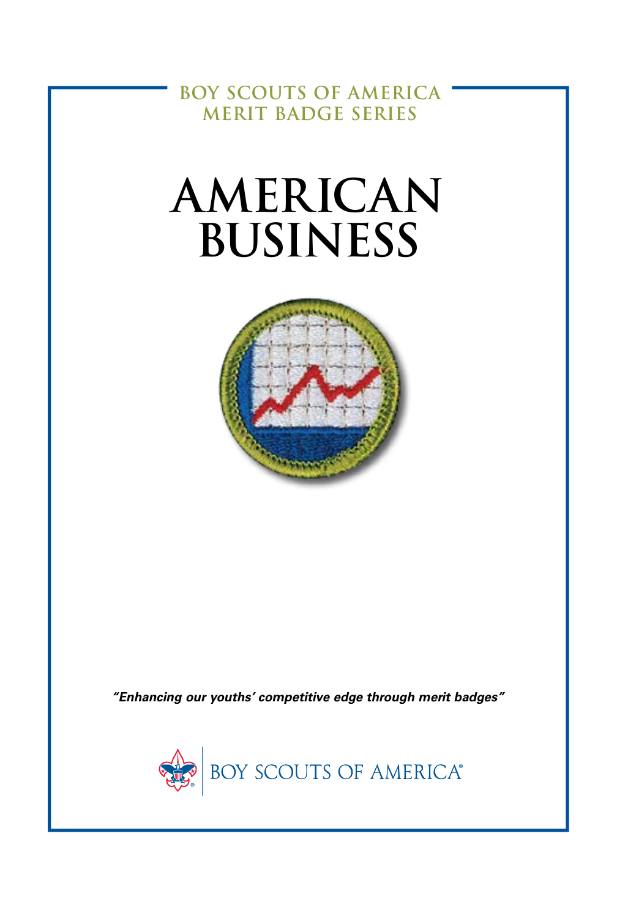BOY SCOUTS OF AMERICA
MERIT BADGE SERIES

# AMERICAN BUSINESS

*"Enhancing our youths' competitive edge through merit badges"*

BOY SCOUTS OF AMERICA®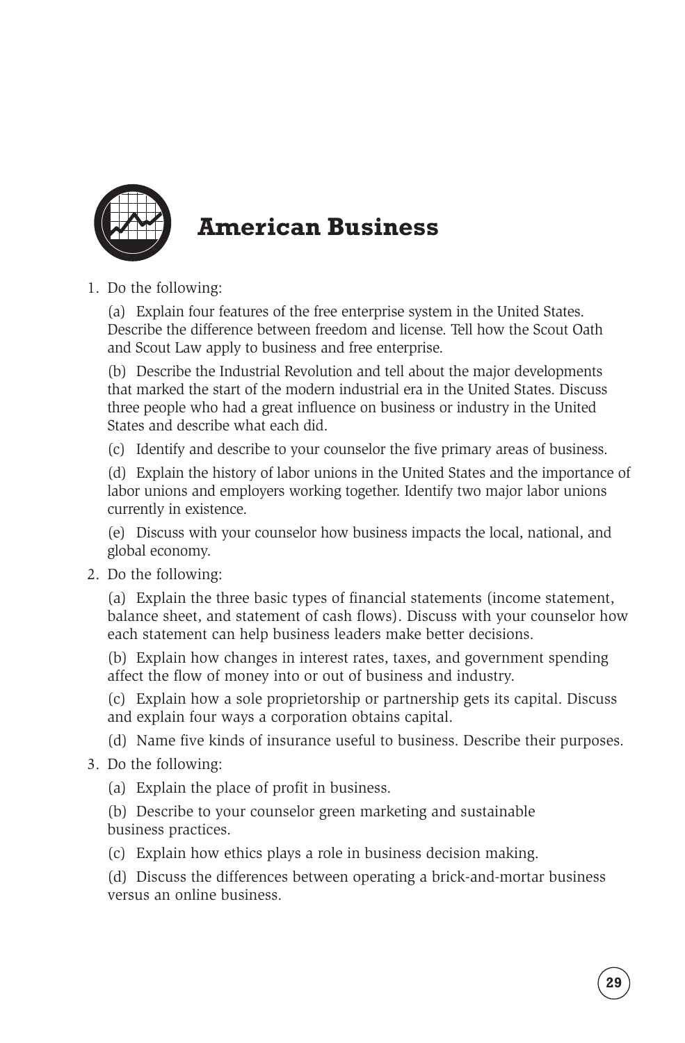# American Business

1. Do the following:

   (a) Explain four features of the free enterprise system in the United States. Describe the difference between freedom and license. Tell how the Scout Oath and Scout Law apply to business and free enterprise.

   (b) Describe the Industrial Revolution and tell about the major developments that marked the start of the modern industrial era in the United States. Discuss three people who had a great influence on business or industry in the United States and describe what each did.

   (c) Identify and describe to your counselor the five primary areas of business.

   (d) Explain the history of labor unions in the United States and the importance of labor unions and employers working together. Identify two major labor unions currently in existence.

   (e) Discuss with your counselor how business impacts the local, national, and global economy.

2. Do the following:

   (a) Explain the three basic types of financial statements (income statement, balance sheet, and statement of cash flows). Discuss with your counselor how each statement can help business leaders make better decisions.

   (b) Explain how changes in interest rates, taxes, and government spending affect the flow of money into or out of business and industry.

   (c) Explain how a sole proprietorship or partnership gets its capital. Discuss and explain four ways a corporation obtains capital.

   (d) Name five kinds of insurance useful to business. Describe their purposes.

3. Do the following:

   (a) Explain the place of profit in business.

   (b) Describe to your counselor green marketing and sustainable business practices.

   (c) Explain how ethics plays a role in business decision making.

   (d) Discuss the differences between operating a brick-and-mortar business versus an online business.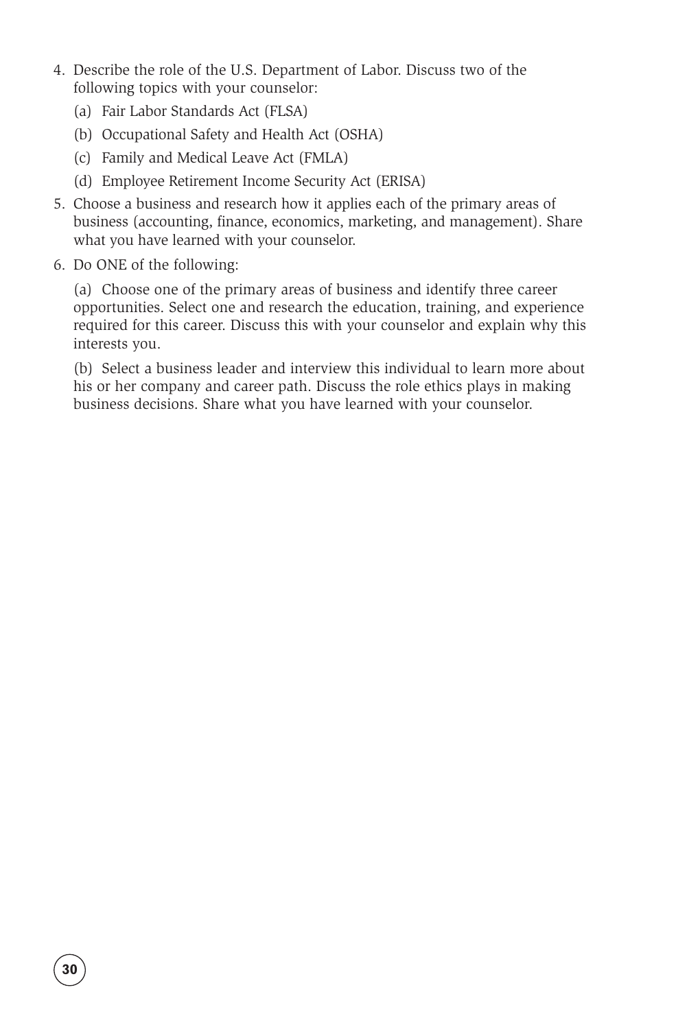4. Describe the role of the U.S. Department of Labor. Discuss two of the following topics with your counselor:
   (a) Fair Labor Standards Act (FLSA)
   (b) Occupational Safety and Health Act (OSHA)
   (c) Family and Medical Leave Act (FMLA)
   (d) Employee Retirement Income Security Act (ERISA)
5. Choose a business and research how it applies each of the primary areas of business (accounting, finance, economics, marketing, and management). Share what you have learned with your counselor.
6. Do ONE of the following:

   (a) Choose one of the primary areas of business and identify three career opportunities. Select one and research the education, training, and experience required for this career. Discuss this with your counselor and explain why this interests you.

   (b) Select a business leader and interview this individual to learn more about his or her company and career path. Discuss the role ethics plays in making business decisions. Share what you have learned with your counselor.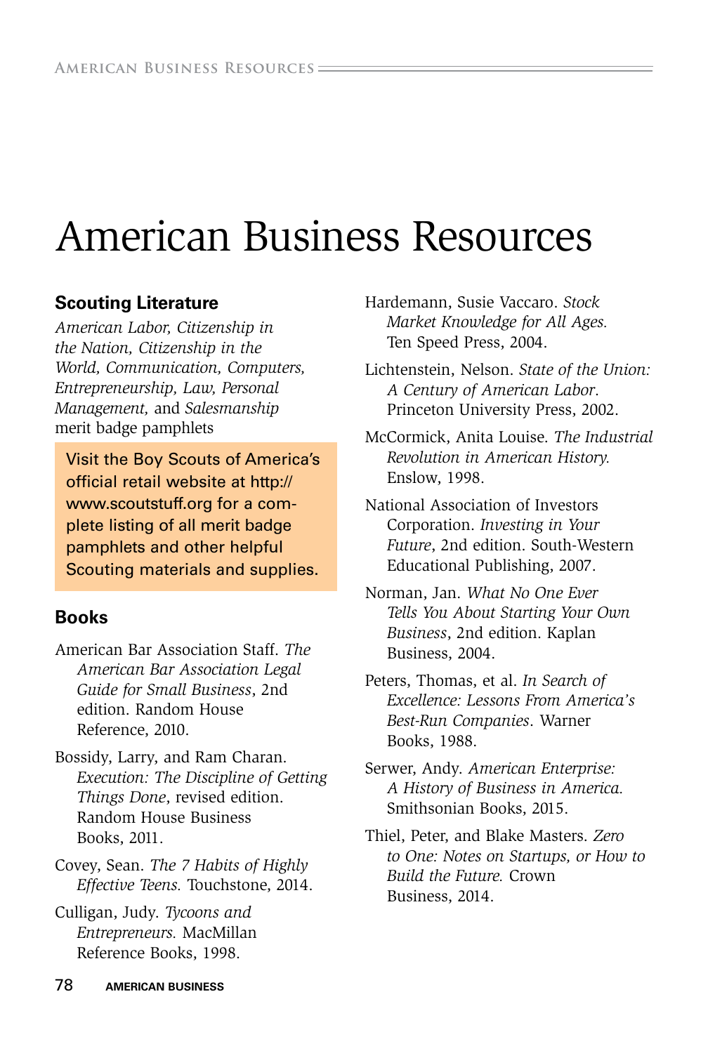# American Business Resources

## Scouting Literature

*American Labor, Citizenship in the Nation, Citizenship in the World, Communication, Computers, Entrepreneurship, Law, Personal Management,* and *Salesmanship* merit badge pamphlets

Visit the Boy Scouts of America's official retail website at http://www.scoutstuff.org for a complete listing of all merit badge pamphlets and other helpful Scouting materials and supplies.

## Books

American Bar Association Staff. *The American Bar Association Legal Guide for Small Business*, 2nd edition. Random House Reference, 2010.

Bossidy, Larry, and Ram Charan. *Execution: The Discipline of Getting Things Done*, revised edition. Random House Business Books, 2011.

Covey, Sean. *The 7 Habits of Highly Effective Teens.* Touchstone, 2014.

Culligan, Judy. *Tycoons and Entrepreneurs.* MacMillan Reference Books, 1998.

Hardemann, Susie Vaccaro. *Stock Market Knowledge for All Ages.* Ten Speed Press, 2004.

Lichtenstein, Nelson. *State of the Union: A Century of American Labor*. Princeton University Press, 2002.

McCormick, Anita Louise. *The Industrial Revolution in American History.* Enslow, 1998.

National Association of Investors Corporation. *Investing in Your Future*, 2nd edition. South-Western Educational Publishing, 2007.

Norman, Jan. *What No One Ever Tells You About Starting Your Own Business*, 2nd edition. Kaplan Business, 2004.

Peters, Thomas, et al. *In Search of Excellence: Lessons From America's Best-Run Companies*. Warner Books, 1988.

Serwer, Andy. *American Enterprise: A History of Business in America.* Smithsonian Books, 2015.

Thiel, Peter, and Blake Masters. *Zero to One: Notes on Startups, or How to Build the Future.* Crown Business, 2014.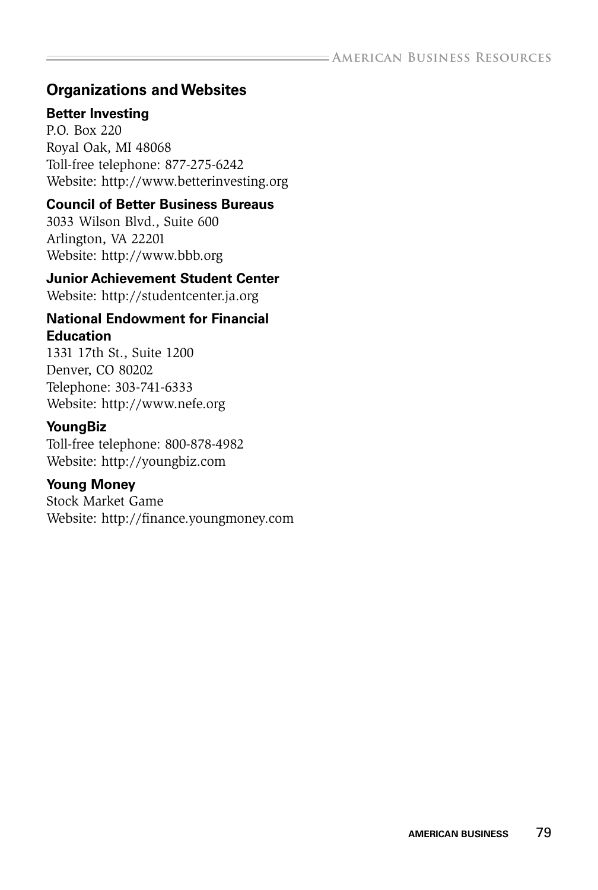## Organizations and Websites

### Better Investing

P.O. Box 220
Royal Oak, MI 48068
Toll-free telephone: 877-275-6242
Website: http://www.betterinvesting.org

### Council of Better Business Bureaus

3033 Wilson Blvd., Suite 600
Arlington, VA 22201
Website: http://www.bbb.org

### Junior Achievement Student Center

Website: http://studentcenter.ja.org

### National Endowment for Financial Education

1331 17th St., Suite 1200
Denver, CO 80202
Telephone: 303-741-6333
Website: http://www.nefe.org

### YoungBiz

Toll-free telephone: 800-878-4982
Website: http://youngbiz.com

### Young Money

Stock Market Game
Website: http://finance.youngmoney.com